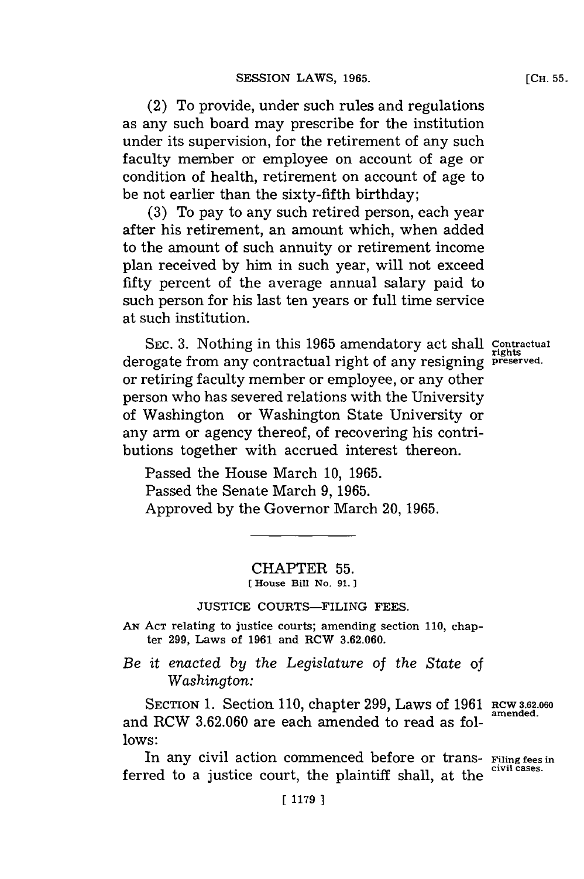(2) To provide, under such rules and regulations as any such board may prescribe for the institution under its supervision, for the retirement of any such faculty member or employee on account of age or condition of health, retirement on account of age to be not earlier than the sixty-fifth birthday;

(3) To pay to any such retired person, each year after his retirement, an amount which, when added to the amount of such annuity or retirement income plan received by him in such year, will not exceed fifty percent of the average annual salary paid to such person for his last ten years or full time service at such institution.

SEC. 3. Nothing in this 1965 amendatory act shall derogate from any contractual right of any resigning or retiring faculty member or employee, or any other person who has severed relations with the University of Washington or Washington State University or any arm or agency thereof, of recovering his contributions together with accrued interest thereon.

Contractual rights preserved.

Passed the House March 10, 1965.
Passed the Senate March 9, 1965.
Approved by the Governor March 20, 1965.

---

## CHAPTER 55.

[ House Bill No. 91. ]

### JUSTICE COURTS—FILING FEES.

AN ACT relating to justice courts; amending section 110, chapter 299, Laws of 1961 and RCW 3.62.060.

*Be it enacted by the Legislature of the State of Washington:*

SECTION 1. Section 110, chapter 299, Laws of 1961 and RCW 3.62.060 are each amended to read as follows:

RCW 3.62.060 amended.

In any civil action commenced before or transferred to a justice court, the plaintiff shall, at the

Filing fees in civil cases.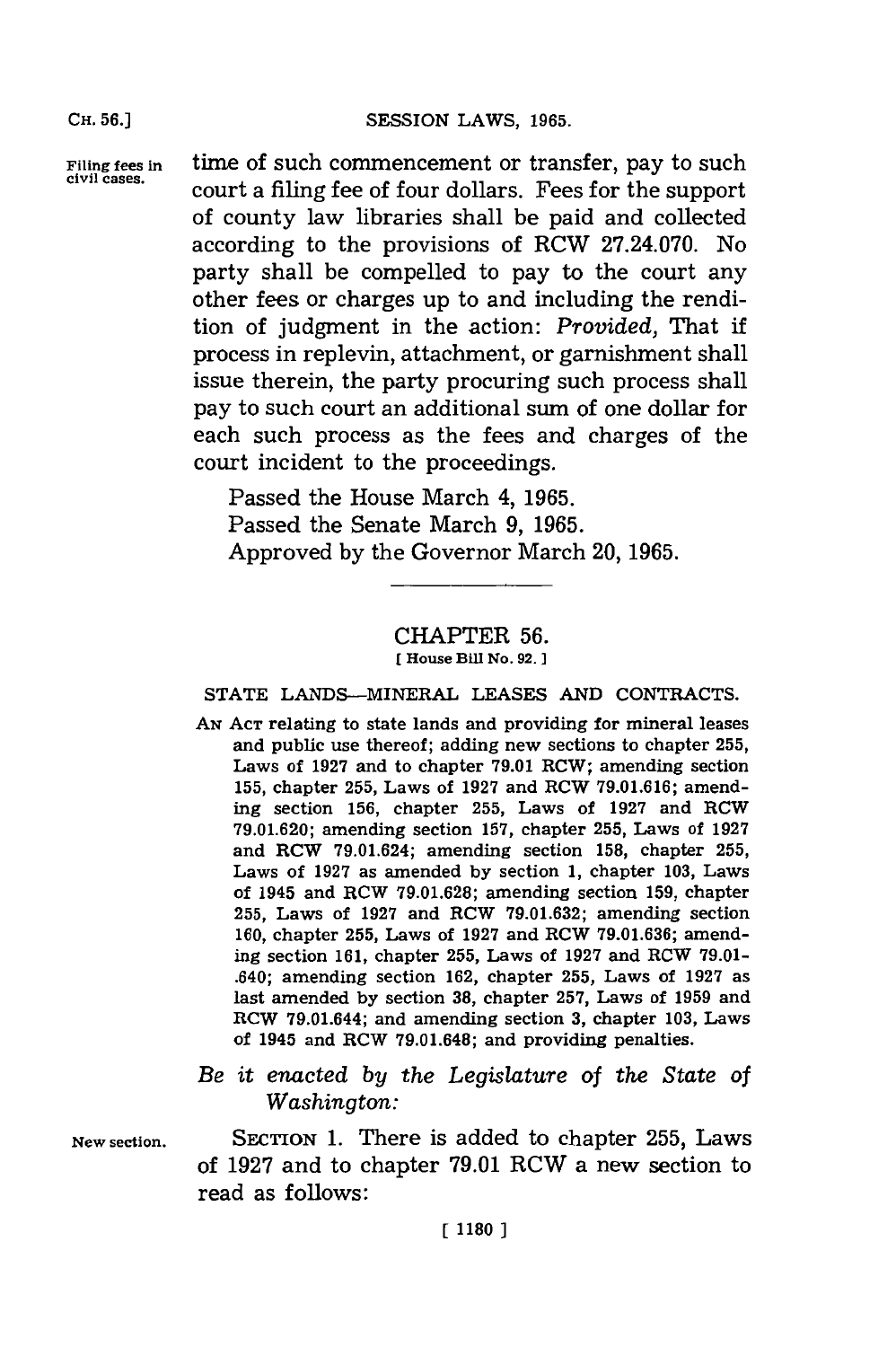Filing fees in civil cases.

time of such commencement or transfer, pay to such court a filing fee of four dollars. Fees for the support of county law libraries shall be paid and collected according to the provisions of RCW 27.24.070. No party shall be compelled to pay to the court any other fees or charges up to and including the rendition of judgment in the action: *Provided,* That if process in replevin, attachment, or garnishment shall issue therein, the party procuring such process shall pay to such court an additional sum of one dollar for each such process as the fees and charges of the court incident to the proceedings.

Passed the House March 4, 1965.
Passed the Senate March 9, 1965.
Approved by the Governor March 20, 1965.

## CHAPTER 56.

[ House Bill No. 92. ]

### STATE LANDS—MINERAL LEASES AND CONTRACTS.

AN ACT relating to state lands and providing for mineral leases and public use thereof; adding new sections to chapter 255, Laws of 1927 and to chapter 79.01 RCW; amending section 155, chapter 255, Laws of 1927 and RCW 79.01.616; amending section 156, chapter 255, Laws of 1927 and RCW 79.01.620; amending section 157, chapter 255, Laws of 1927 and RCW 79.01.624; amending section 158, chapter 255, Laws of 1927 as amended by section 1, chapter 103, Laws of 1945 and RCW 79.01.628; amending section 159, chapter 255, Laws of 1927 and RCW 79.01.632; amending section 160, chapter 255, Laws of 1927 and RCW 79.01.636; amending section 161, chapter 255, Laws of 1927 and RCW 79.01.640; amending section 162, chapter 255, Laws of 1927 as last amended by section 38, chapter 257, Laws of 1959 and RCW 79.01.644; and amending section 3, chapter 103, Laws of 1945 and RCW 79.01.648; and providing penalties.

*Be it enacted by the Legislature of the State of Washington:*

New section.

SECTION 1. There is added to chapter 255, Laws of 1927 and to chapter 79.01 RCW a new section to read as follows: